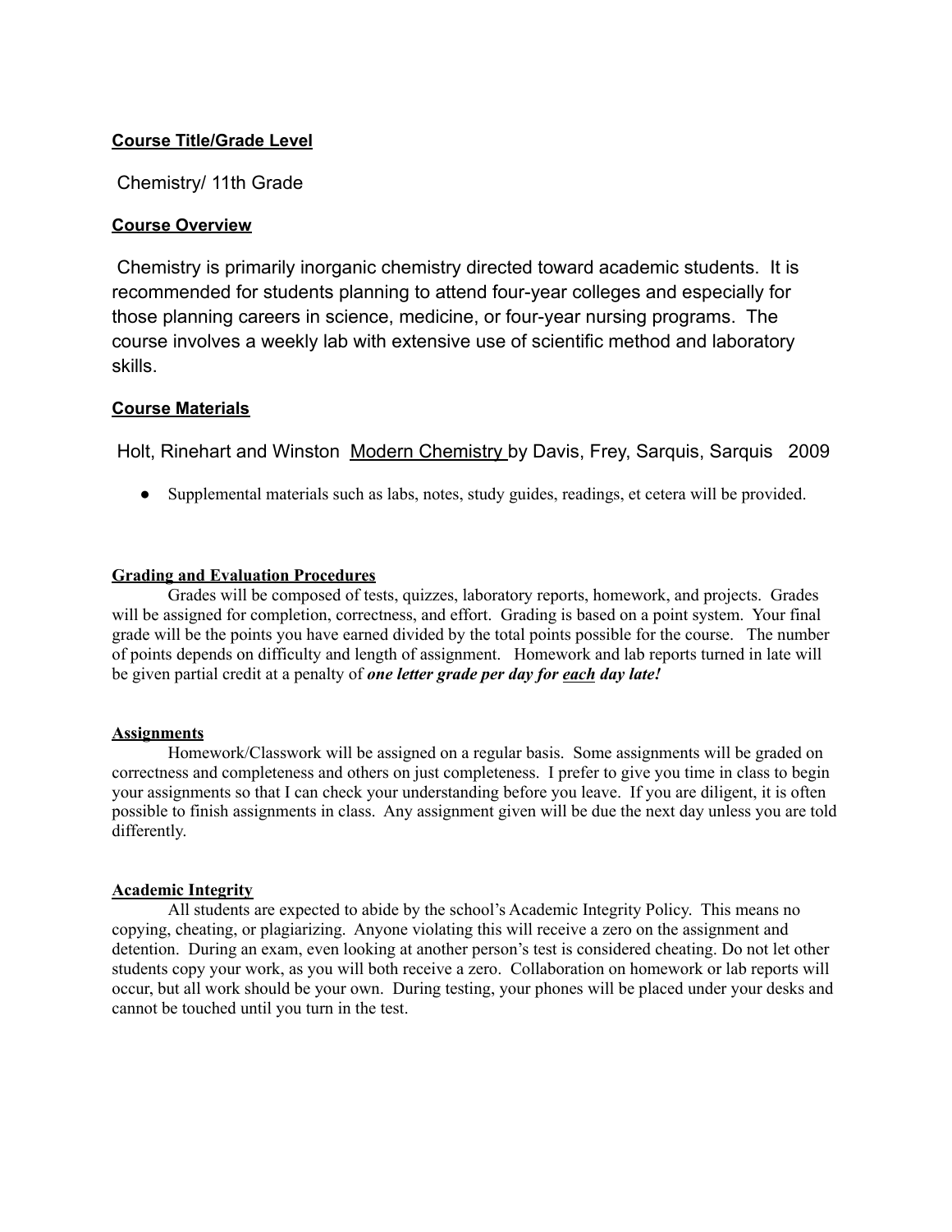**Course Title/Grade Level**

Chemistry/ 11th Grade

**Course Overview**

Chemistry is primarily inorganic chemistry directed toward academic students. It is recommended for students planning to attend four-year colleges and especially for those planning careers in science, medicine, or four-year nursing programs. The course involves a weekly lab with extensive use of scientific method and laboratory skills.

**Course Materials**

Holt, Rinehart and Winston Modern Chemistry by Davis, Frey, Sarquis, Sarquis 2009

- Supplemental materials such as labs, notes, study guides, readings, et cetera will be provided.

**Grading and Evaluation Procedures**

Grades will be composed of tests, quizzes, laboratory reports, homework, and projects. Grades will be assigned for completion, correctness, and effort. Grading is based on a point system. Your final grade will be the points you have earned divided by the total points possible for the course. The number of points depends on difficulty and length of assignment. Homework and lab reports turned in late will be given partial credit at a penalty of ***one letter grade per day for each day late!***

**Assignments**

Homework/Classwork will be assigned on a regular basis. Some assignments will be graded on correctness and completeness and others on just completeness. I prefer to give you time in class to begin your assignments so that I can check your understanding before you leave. If you are diligent, it is often possible to finish assignments in class. Any assignment given will be due the next day unless you are told differently.

**Academic Integrity**

All students are expected to abide by the school's Academic Integrity Policy. This means no copying, cheating, or plagiarizing. Anyone violating this will receive a zero on the assignment and detention. During an exam, even looking at another person's test is considered cheating. Do not let other students copy your work, as you will both receive a zero. Collaboration on homework or lab reports will occur, but all work should be your own. During testing, your phones will be placed under your desks and cannot be touched until you turn in the test.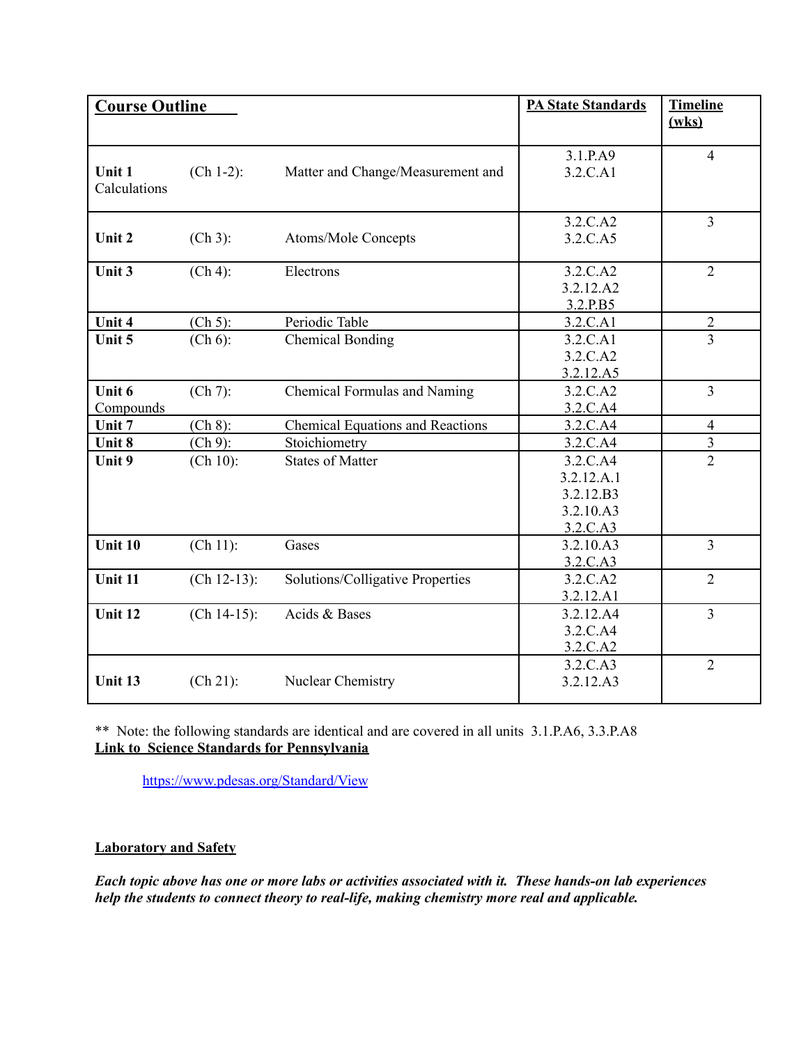| **Course Outline** | | | **PA State Standards** | **Timeline (wks)** |
|---|---|---|---|---|
| **Unit 1** Calculations | (Ch 1-2): | Matter and Change/Measurement and | 3.1.P.A9<br>3.2.C.A1 | 4 |
| **Unit 2** | (Ch 3): | Atoms/Mole Concepts | 3.2.C.A2<br>3.2.C.A5 | 3 |
| **Unit 3** | (Ch 4): | Electrons | 3.2.C.A2<br>3.2.12.A2<br>3.2.P.B5 | 2 |
| **Unit 4** | (Ch 5): | Periodic Table | 3.2.C.A1 | 2 |
| **Unit 5** | (Ch 6): | Chemical Bonding | 3.2.C.A1<br>3.2.C.A2<br>3.2.12.A5 | 3 |
| **Unit 6** Compounds | (Ch 7): | Chemical Formulas and Naming | 3.2.C.A2<br>3.2.C.A4 | 3 |
| **Unit 7** | (Ch 8): | Chemical Equations and Reactions | 3.2.C.A4 | 4 |
| **Unit 8** | (Ch 9): | Stoichiometry | 3.2.C.A4 | 3 |
| **Unit 9** | (Ch 10): | States of Matter | 3.2.C.A4<br>3.2.12.A.1<br>3.2.12.B3<br>3.2.10.A3<br>3.2.C.A3 | 2 |
| **Unit 10** | (Ch 11): | Gases | 3.2.10.A3<br>3.2.C.A3 | 3 |
| **Unit 11** | (Ch 12-13): | Solutions/Colligative Properties | 3.2.C.A2<br>3.2.12.A1 | 2 |
| **Unit 12** | (Ch 14-15): | Acids & Bases | 3.2.12.A4<br>3.2.C.A4<br>3.2.C.A2 | 3 |
| **Unit 13** | (Ch 21): | Nuclear Chemistry | 3.2.C.A3<br>3.2.12.A3 | 2 |

** Note: the following standards are identical and are covered in all units 3.1.P.A6, 3.3.P.A8

**Link to Science Standards for Pennsylvania**

https://www.pdesas.org/Standard/View

**Laboratory and Safety**

***Each topic above has one or more labs or activities associated with it. These hands-on lab experiences help the students to connect theory to real-life, making chemistry more real and applicable.***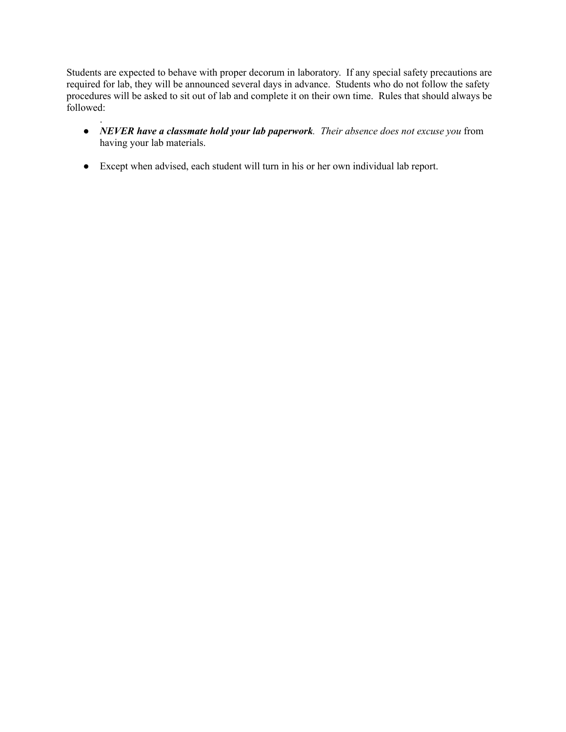Students are expected to behave with proper decorum in laboratory. If any special safety precautions are required for lab, they will be announced several days in advance. Students who do not follow the safety procedures will be asked to sit out of lab and complete it on their own time. Rules that should always be followed:

.

- ***NEVER have a classmate hold your lab paperwork****. Their absence does not excuse you* from having your lab materials.

- Except when advised, each student will turn in his or her own individual lab report.